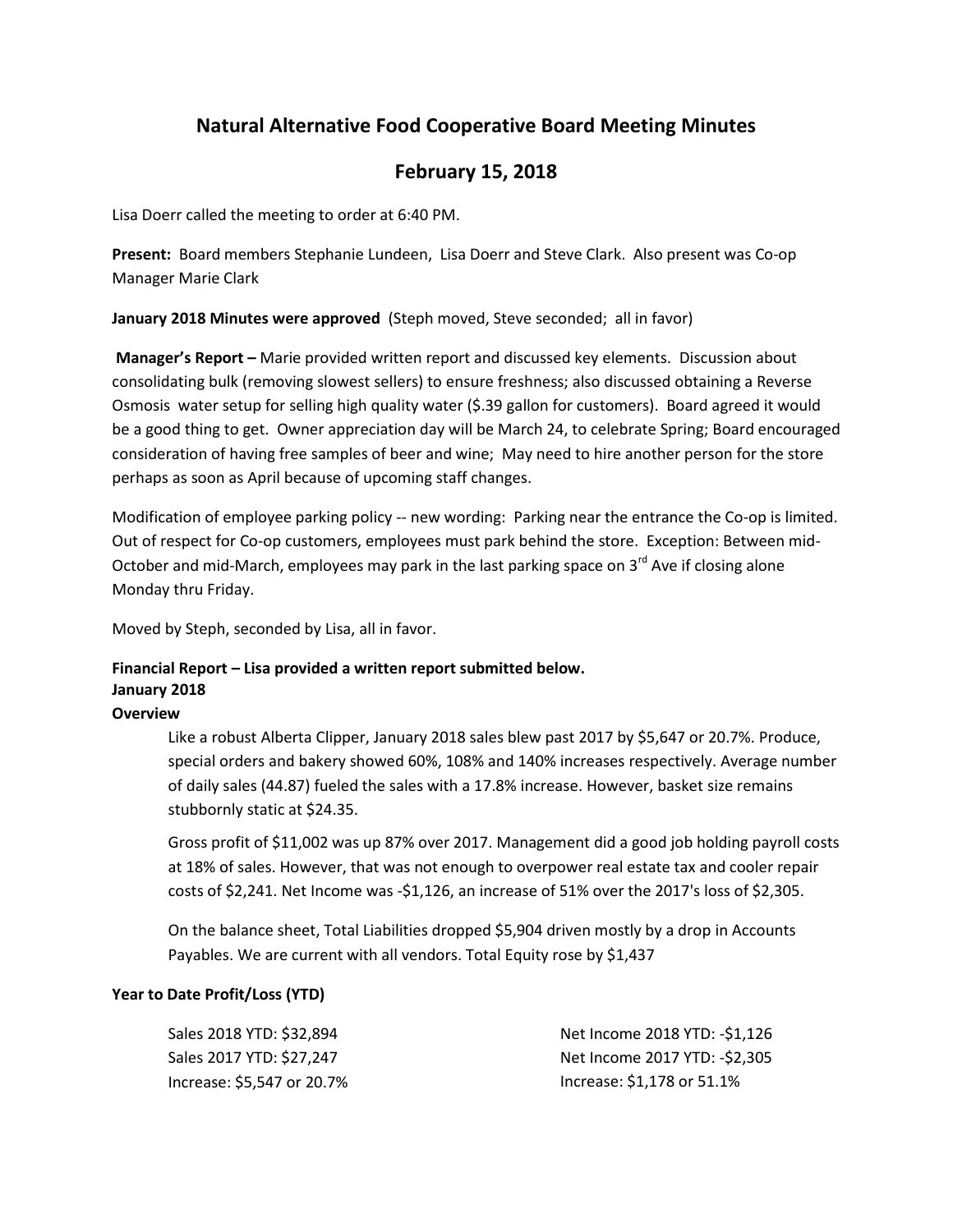# Natural Alternative Food Cooperative Board Meeting Minutes

## February 15, 2018

Lisa Doerr called the meeting to order at 6:40 PM.

**Present:** Board members Stephanie Lundeen, Lisa Doerr and Steve Clark. Also present was Co-op Manager Marie Clark

**January 2018 Minutes were approved** (Steph moved, Steve seconded; all in favor)

**Manager's Report –** Marie provided written report and discussed key elements. Discussion about consolidating bulk (removing slowest sellers) to ensure freshness; also discussed obtaining a Reverse Osmosis water setup for selling high quality water ($.39 gallon for customers). Board agreed it would be a good thing to get. Owner appreciation day will be March 24, to celebrate Spring; Board encouraged consideration of having free samples of beer and wine; May need to hire another person for the store perhaps as soon as April because of upcoming staff changes.

Modification of employee parking policy -- new wording: Parking near the entrance the Co-op is limited. Out of respect for Co-op customers, employees must park behind the store. Exception: Between mid-October and mid-March, employees may park in the last parking space on 3rd Ave if closing alone Monday thru Friday.

Moved by Steph, seconded by Lisa, all in favor.

**Financial Report – Lisa provided a written report submitted below.**
**January 2018**
**Overview**

> Like a robust Alberta Clipper, January 2018 sales blew past 2017 by $5,647 or 20.7%. Produce, special orders and bakery showed 60%, 108% and 140% increases respectively. Average number of daily sales (44.87) fueled the sales with a 17.8% increase. However, basket size remains stubbornly static at $24.35.
>
> Gross profit of $11,002 was up 87% over 2017. Management did a good job holding payroll costs at 18% of sales. However, that was not enough to overpower real estate tax and cooler repair costs of $2,241. Net Income was -$1,126, an increase of 51% over the 2017's loss of $2,305.
>
> On the balance sheet, Total Liabilities dropped $5,904 driven mostly by a drop in Accounts Payables. We are current with all vendors. Total Equity rose by $1,437

**Year to Date Profit/Loss (YTD)**

> Sales 2018 YTD: $32,894
> Sales 2017 YTD: $27,247
> Increase: $5,547 or 20.7%
>
> Net Income 2018 YTD: -$1,126
> Net Income 2017 YTD: -$2,305
> Increase: $1,178 or 51.1%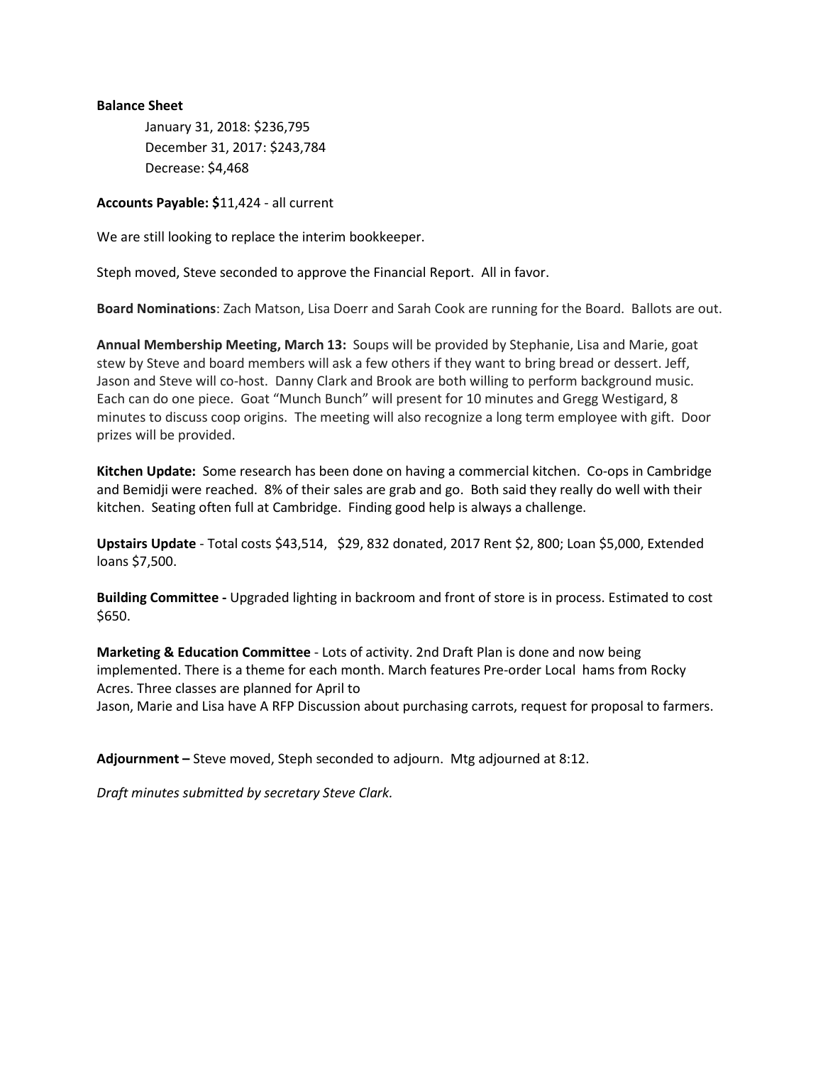**Balance Sheet**

January 31, 2018: $236,795
December 31, 2017: $243,784
Decrease: $4,468

**Accounts Payable: $**11,424 - all current

We are still looking to replace the interim bookkeeper.

Steph moved, Steve seconded to approve the Financial Report. All in favor.

**Board Nominations**: Zach Matson, Lisa Doerr and Sarah Cook are running for the Board. Ballots are out.

**Annual Membership Meeting, March 13:** Soups will be provided by Stephanie, Lisa and Marie, goat stew by Steve and board members will ask a few others if they want to bring bread or dessert. Jeff, Jason and Steve will co-host. Danny Clark and Brook are both willing to perform background music. Each can do one piece. Goat "Munch Bunch" will present for 10 minutes and Gregg Westigard, 8 minutes to discuss coop origins. The meeting will also recognize a long term employee with gift. Door prizes will be provided.

**Kitchen Update:** Some research has been done on having a commercial kitchen. Co-ops in Cambridge and Bemidji were reached. 8% of their sales are grab and go. Both said they really do well with their kitchen. Seating often full at Cambridge. Finding good help is always a challenge.

**Upstairs Update** - Total costs $43,514, $29, 832 donated, 2017 Rent $2, 800; Loan $5,000, Extended loans $7,500.

**Building Committee -** Upgraded lighting in backroom and front of store is in process. Estimated to cost $650.

**Marketing & Education Committee** - Lots of activity. 2nd Draft Plan is done and now being implemented. There is a theme for each month. March features Pre-order Local hams from Rocky Acres. Three classes are planned for April to
Jason, Marie and Lisa have A RFP Discussion about purchasing carrots, request for proposal to farmers.

**Adjournment –** Steve moved, Steph seconded to adjourn. Mtg adjourned at 8:12.

*Draft minutes submitted by secretary Steve Clark.*